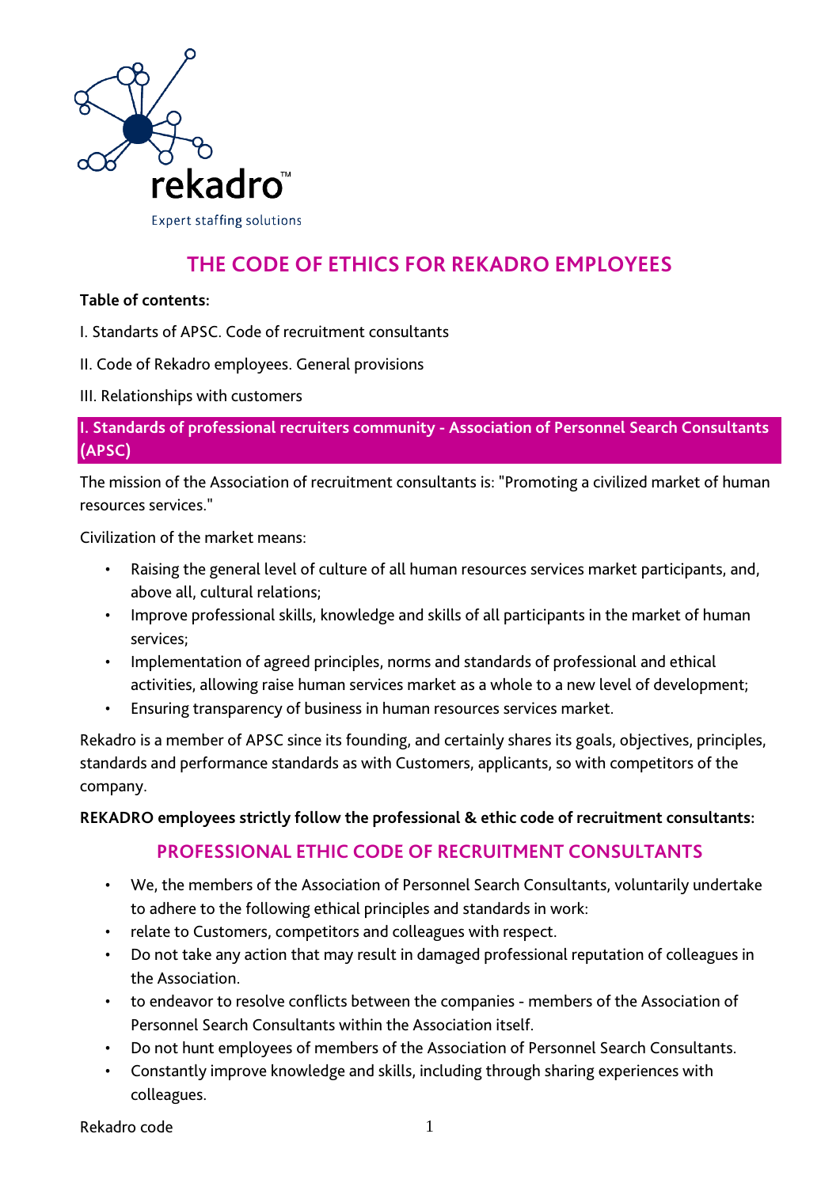rekadro™

Expert staffing solutions

# THE CODE OF ETHICS FOR REKADRO EMPLOYEES

**Table of contents:**

I. Standarts of APSC. Code of recruitment consultants

II. Code of Rekadro employees. General provisions

III. Relationships with customers

## I. Standards of professional recruiters community - Association of Personnel Search Consultants (APSC)

The mission of the Association of recruitment consultants is: "Promoting a civilized market of human resources services."

Civilization of the market means:

- Raising the general level of culture of all human resources services market participants, and, above all, cultural relations;
- Improve professional skills, knowledge and skills of all participants in the market of human services;
- Implementation of agreed principles, norms and standards of professional and ethical activities, allowing raise human services market as a whole to a new level of development;
- Ensuring transparency of business in human resources services market.

Rekadro is a member of APSC since its founding, and certainly shares its goals, objectives, principles, standards and performance standards as with Customers, applicants, so with competitors of the company.

**REKADRO employees strictly follow the professional & ethic code of recruitment consultants:**

### PROFESSIONAL ETHIC CODE OF RECRUITMENT CONSULTANTS

- We, the members of the Association of Personnel Search Consultants, voluntarily undertake to adhere to the following ethical principles and standards in work:
- relate to Customers, competitors and colleagues with respect.
- Do not take any action that may result in damaged professional reputation of colleagues in the Association.
- to endeavor to resolve conflicts between the companies - members of the Association of Personnel Search Consultants within the Association itself.
- Do not hunt employees of members of the Association of Personnel Search Consultants.
- Constantly improve knowledge and skills, including through sharing experiences with colleagues.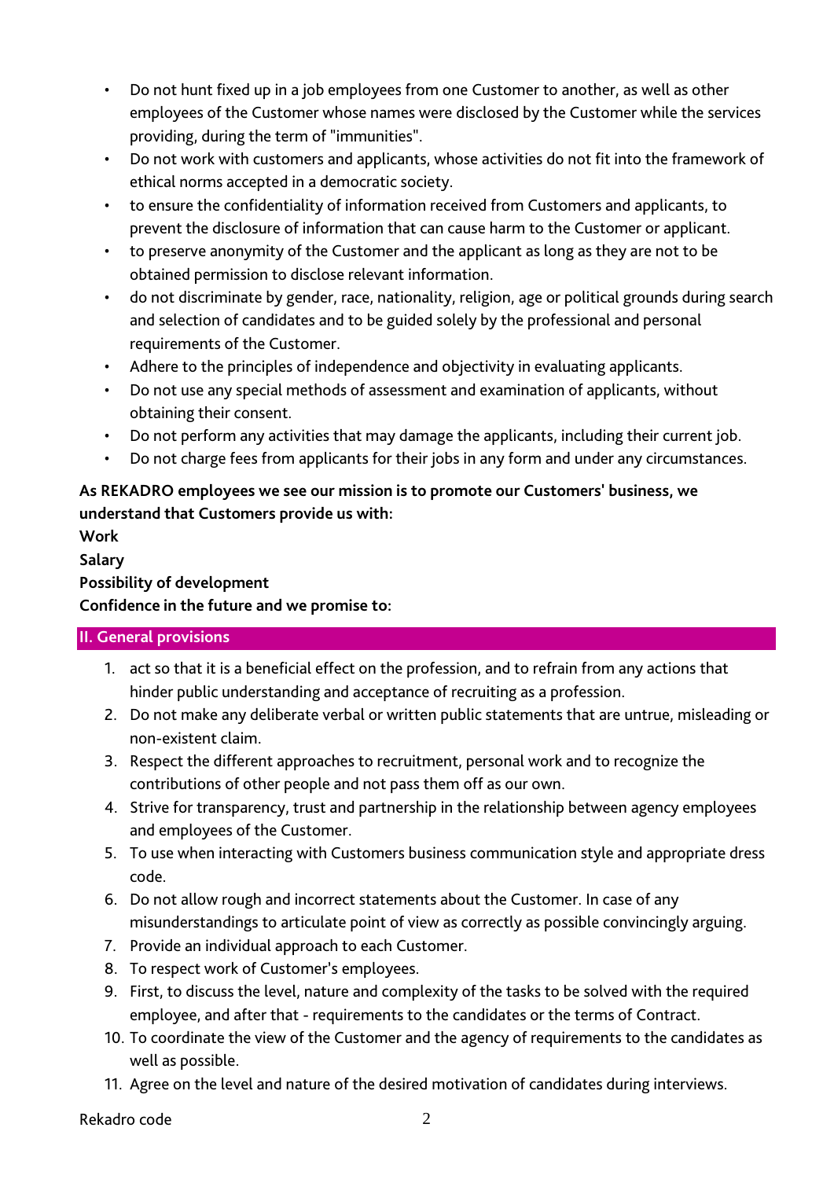- Do not hunt fixed up in a job employees from one Customer to another, as well as other employees of the Customer whose names were disclosed by the Customer while the services providing, during the term of "immunities".
- Do not work with customers and applicants, whose activities do not fit into the framework of ethical norms accepted in a democratic society.
- to ensure the confidentiality of information received from Customers and applicants, to prevent the disclosure of information that can cause harm to the Customer or applicant.
- to preserve anonymity of the Customer and the applicant as long as they are not to be obtained permission to disclose relevant information.
- do not discriminate by gender, race, nationality, religion, age or political grounds during search and selection of candidates and to be guided solely by the professional and personal requirements of the Customer.
- Adhere to the principles of independence and objectivity in evaluating applicants.
- Do not use any special methods of assessment and examination of applicants, without obtaining their consent.
- Do not perform any activities that may damage the applicants, including their current job.
- Do not charge fees from applicants for their jobs in any form and under any circumstances.

**As REKADRO employees we see our mission is to promote our Customers' business, we understand that Customers provide us with:**
**Work**
**Salary**
**Possibility of development**
**Confidence in the future and we promise to:**

## II. General provisions

1. act so that it is a beneficial effect on the profession, and to refrain from any actions that hinder public understanding and acceptance of recruiting as a profession.
2. Do not make any deliberate verbal or written public statements that are untrue, misleading or non-existent claim.
3. Respect the different approaches to recruitment, personal work and to recognize the contributions of other people and not pass them off as our own.
4. Strive for transparency, trust and partnership in the relationship between agency employees and employees of the Customer.
5. To use when interacting with Customers business communication style and appropriate dress code.
6. Do not allow rough and incorrect statements about the Customer. In case of any misunderstandings to articulate point of view as correctly as possible convincingly arguing.
7. Provide an individual approach to each Customer.
8. To respect work of Customer's employees.
9. First, to discuss the level, nature and complexity of the tasks to be solved with the required employee, and after that - requirements to the candidates or the terms of Contract.
10. To coordinate the view of the Customer and the agency of requirements to the candidates as well as possible.
11. Agree on the level and nature of the desired motivation of candidates during interviews.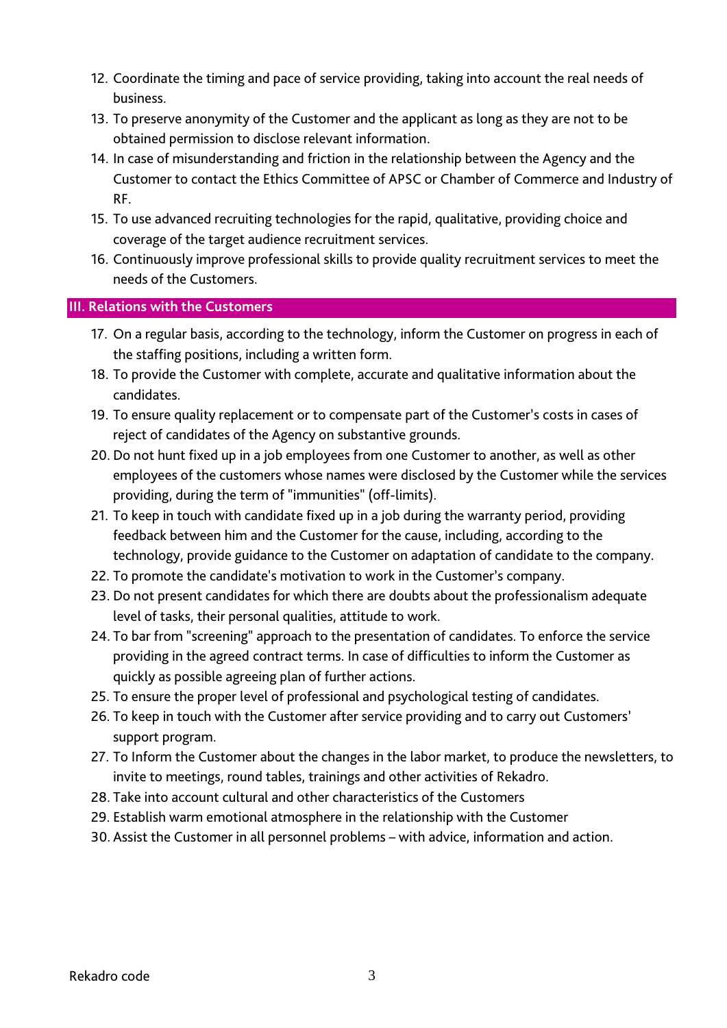12. Coordinate the timing and pace of service providing, taking into account the real needs of business.
13. To preserve anonymity of the Customer and the applicant as long as they are not to be obtained permission to disclose relevant information.
14. In case of misunderstanding and friction in the relationship between the Agency and the Customer to contact the Ethics Committee of APSC or Chamber of Commerce and Industry of RF.
15. To use advanced recruiting technologies for the rapid, qualitative, providing choice and coverage of the target audience recruitment services.
16. Continuously improve professional skills to provide quality recruitment services to meet the needs of the Customers.

## III. Relations with the Customers

17. On a regular basis, according to the technology, inform the Customer on progress in each of the staffing positions, including a written form.
18. To provide the Customer with complete, accurate and qualitative information about the candidates.
19. To ensure quality replacement or to compensate part of the Customer's costs in cases of reject of candidates of the Agency on substantive grounds.
20. Do not hunt fixed up in a job employees from one Customer to another, as well as other employees of the customers whose names were disclosed by the Customer while the services providing, during the term of "immunities" (off-limits).
21. To keep in touch with candidate fixed up in a job during the warranty period, providing feedback between him and the Customer for the cause, including, according to the technology, provide guidance to the Customer on adaptation of candidate to the company.
22. To promote the candidate's motivation to work in the Customer's company.
23. Do not present candidates for which there are doubts about the professionalism adequate level of tasks, their personal qualities, attitude to work.
24. To bar from "screening" approach to the presentation of candidates. To enforce the service providing in the agreed contract terms. In case of difficulties to inform the Customer as quickly as possible agreeing plan of further actions.
25. To ensure the proper level of professional and psychological testing of candidates.
26. To keep in touch with the Customer after service providing and to carry out Customers' support program.
27. To Inform the Customer about the changes in the labor market, to produce the newsletters, to invite to meetings, round tables, trainings and other activities of Rekadro.
28. Take into account cultural and other characteristics of the Customers
29. Establish warm emotional atmosphere in the relationship with the Customer
30. Assist the Customer in all personnel problems – with advice, information and action.